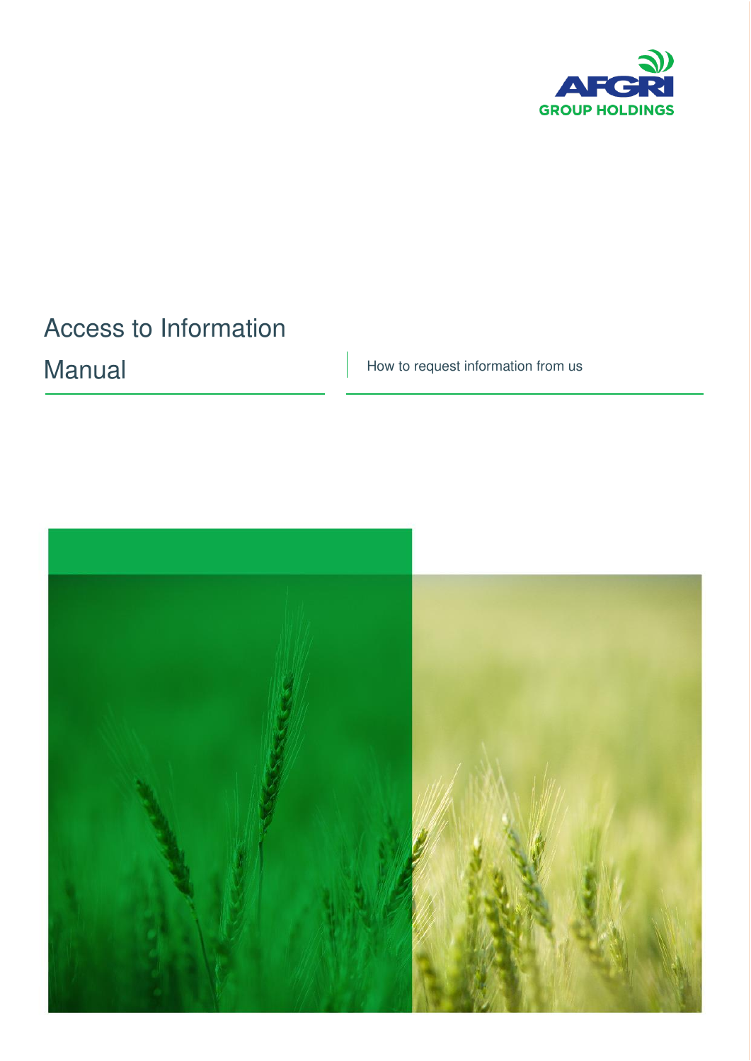AFGRI GROUP HOLDINGS

# Access to Information Manual

How to request information from us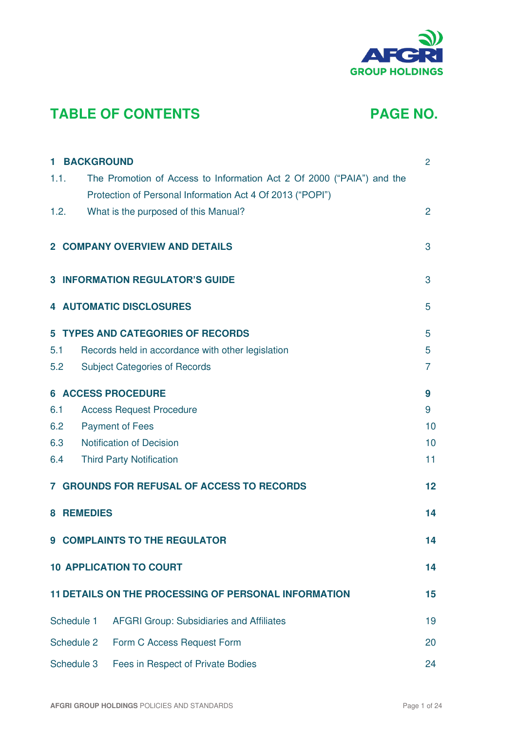# TABLE OF CONTENTS

| | | PAGE NO. |
|---|---|---|
| **1** | **BACKGROUND** | 2 |
| 1.1. | The Promotion of Access to Information Act 2 Of 2000 ("PAIA") and the Protection of Personal Information Act 4 Of 2013 ("POPI") | |
| 1.2. | What is the purposed of this Manual? | 2 |
| **2** | **COMPANY OVERVIEW AND DETAILS** | 3 |
| **3** | **INFORMATION REGULATOR'S GUIDE** | 3 |
| **4** | **AUTOMATIC DISCLOSURES** | 5 |
| **5** | **TYPES AND CATEGORIES OF RECORDS** | 5 |
| 5.1 | Records held in accordance with other legislation | 5 |
| 5.2 | Subject Categories of Records | 7 |
| **6** | **ACCESS PROCEDURE** | **9** |
| 6.1 | Access Request Procedure | 9 |
| 6.2 | Payment of Fees | 10 |
| 6.3 | Notification of Decision | 10 |
| 6.4 | Third Party Notification | 11 |
| **7** | **GROUNDS FOR REFUSAL OF ACCESS TO RECORDS** | **12** |
| **8** | **REMEDIES** | **14** |
| **9** | **COMPLAINTS TO THE REGULATOR** | **14** |
| **10** | **APPLICATION TO COURT** | **14** |
| **11** | **DETAILS ON THE PROCESSING OF PERSONAL INFORMATION** | **15** |
| Schedule 1 | AFGRI Group: Subsidiaries and Affiliates | 19 |
| Schedule 2 | Form C Access Request Form | 20 |
| Schedule 3 | Fees in Respect of Private Bodies | 24 |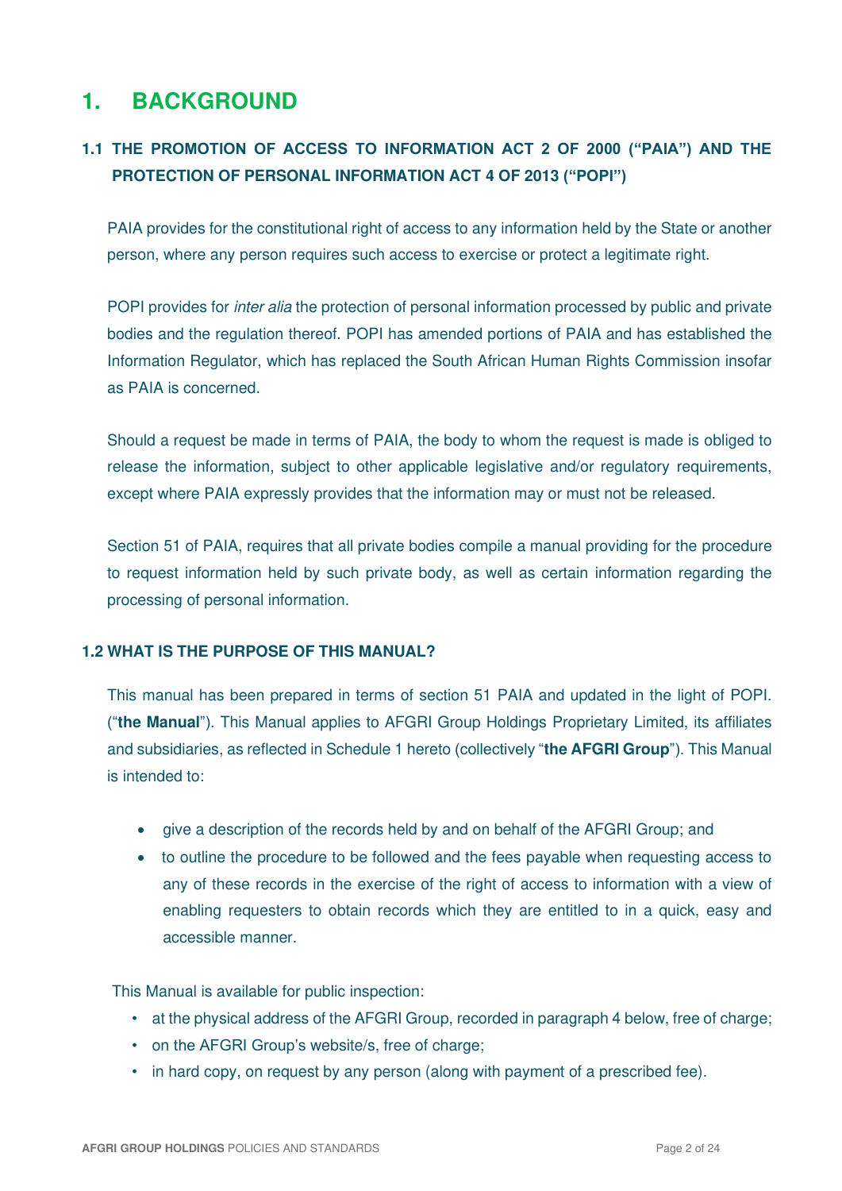# 1. BACKGROUND

## 1.1 THE PROMOTION OF ACCESS TO INFORMATION ACT 2 OF 2000 ("PAIA") AND THE PROTECTION OF PERSONAL INFORMATION ACT 4 OF 2013 ("POPI")

PAIA provides for the constitutional right of access to any information held by the State or another person, where any person requires such access to exercise or protect a legitimate right.

POPI provides for *inter alia* the protection of personal information processed by public and private bodies and the regulation thereof. POPI has amended portions of PAIA and has established the Information Regulator, which has replaced the South African Human Rights Commission insofar as PAIA is concerned.

Should a request be made in terms of PAIA, the body to whom the request is made is obliged to release the information, subject to other applicable legislative and/or regulatory requirements, except where PAIA expressly provides that the information may or must not be released.

Section 51 of PAIA, requires that all private bodies compile a manual providing for the procedure to request information held by such private body, as well as certain information regarding the processing of personal information.

## 1.2 WHAT IS THE PURPOSE OF THIS MANUAL?

This manual has been prepared in terms of section 51 PAIA and updated in the light of POPI. ("**the Manual**"). This Manual applies to AFGRI Group Holdings Proprietary Limited, its affiliates and subsidiaries, as reflected in Schedule 1 hereto (collectively "**the AFGRI Group**"). This Manual is intended to:

- give a description of the records held by and on behalf of the AFGRI Group; and
- to outline the procedure to be followed and the fees payable when requesting access to any of these records in the exercise of the right of access to information with a view of enabling requesters to obtain records which they are entitled to in a quick, easy and accessible manner.

This Manual is available for public inspection:

- at the physical address of the AFGRI Group, recorded in paragraph 4 below, free of charge;
- on the AFGRI Group's website/s, free of charge;
- in hard copy, on request by any person (along with payment of a prescribed fee).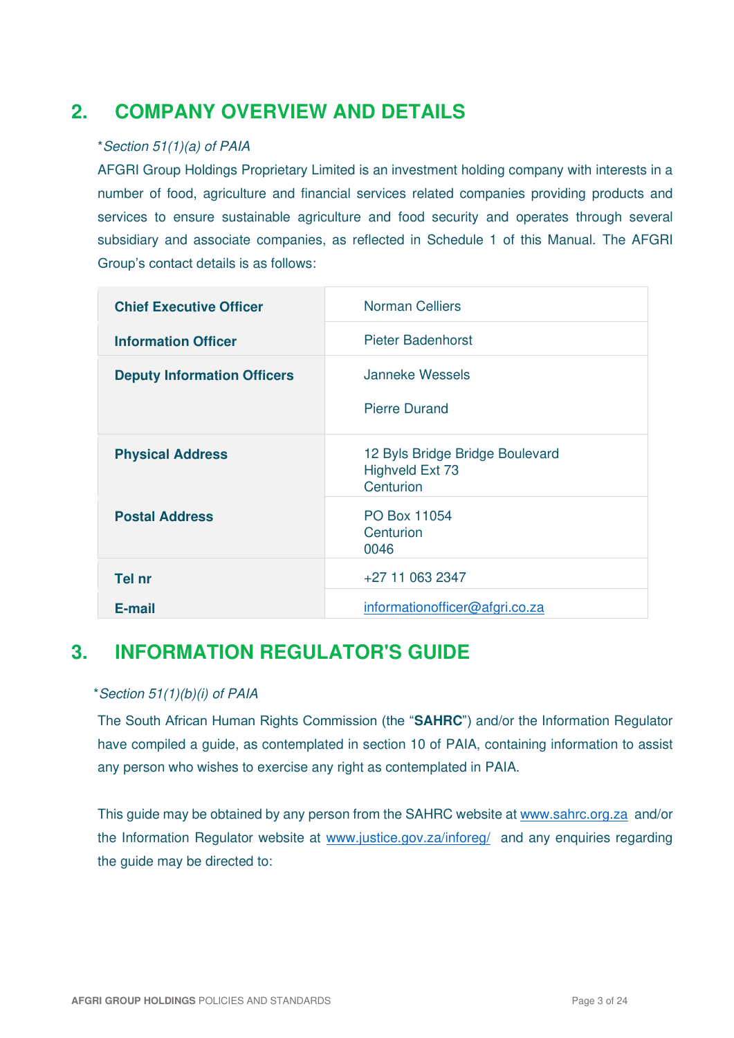## 2. COMPANY OVERVIEW AND DETAILS

*\*Section 51(1)(a) of PAIA*

AFGRI Group Holdings Proprietary Limited is an investment holding company with interests in a number of food, agriculture and financial services related companies providing products and services to ensure sustainable agriculture and food security and operates through several subsidiary and associate companies, as reflected in Schedule 1 of this Manual. The AFGRI Group's contact details is as follows:

| | |
|---|---|
| **Chief Executive Officer** | Norman Celliers |
| **Information Officer** | Pieter Badenhorst |
| **Deputy Information Officers** | Janneke Wessels<br><br>Pierre Durand |
| **Physical Address** | 12 Byls Bridge Bridge Boulevard<br>Highveld Ext 73<br>Centurion |
| **Postal Address** | PO Box 11054<br>Centurion<br>0046 |
| **Tel nr** | +27 11 063 2347 |
| **E-mail** | informationofficer@afgri.co.za |

## 3. INFORMATION REGULATOR'S GUIDE

*\*Section 51(1)(b)(i) of PAIA*

The South African Human Rights Commission (the "**SAHRC**") and/or the Information Regulator have compiled a guide, as contemplated in section 10 of PAIA, containing information to assist any person who wishes to exercise any right as contemplated in PAIA.

This guide may be obtained by any person from the SAHRC website at www.sahrc.org.za and/or the Information Regulator website at www.justice.gov.za/inforeg/ and any enquiries regarding the guide may be directed to: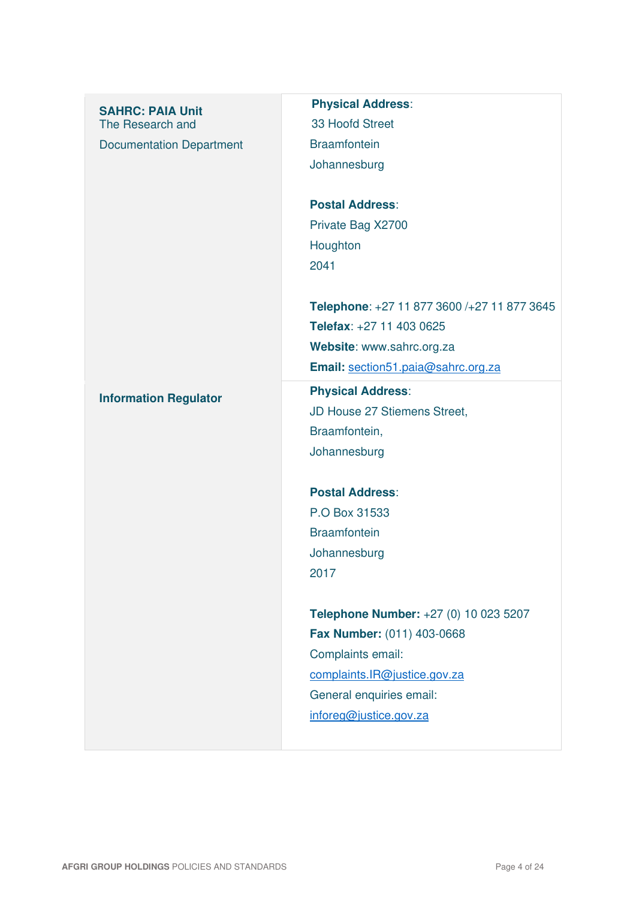| | |
|---|---|
| **SAHRC: PAIA Unit**<br>The Research and<br>Documentation Department | **Physical Address**:<br>33 Hoofd Street<br>Braamfontein<br>Johannesburg<br><br>**Postal Address**:<br>Private Bag X2700<br>Houghton<br>2041<br><br>**Telephone**: +27 11 877 3600 /+27 11 877 3645<br>**Telefax**: +27 11 403 0625<br>**Website**: www.sahrc.org.za<br>**Email:** section51.paia@sahrc.org.za |
| **Information Regulator** | **Physical Address**:<br>JD House 27 Stiemens Street,<br>Braamfontein,<br>Johannesburg<br><br>**Postal Address**:<br>P.O Box 31533<br>Braamfontein<br>Johannesburg<br>2017<br><br>**Telephone Number:** +27 (0) 10 023 5207<br>**Fax Number:** (011) 403-0668<br>Complaints email:<br>complaints.IR@justice.gov.za<br>General enquiries email:<br>inforeg@justice.gov.za |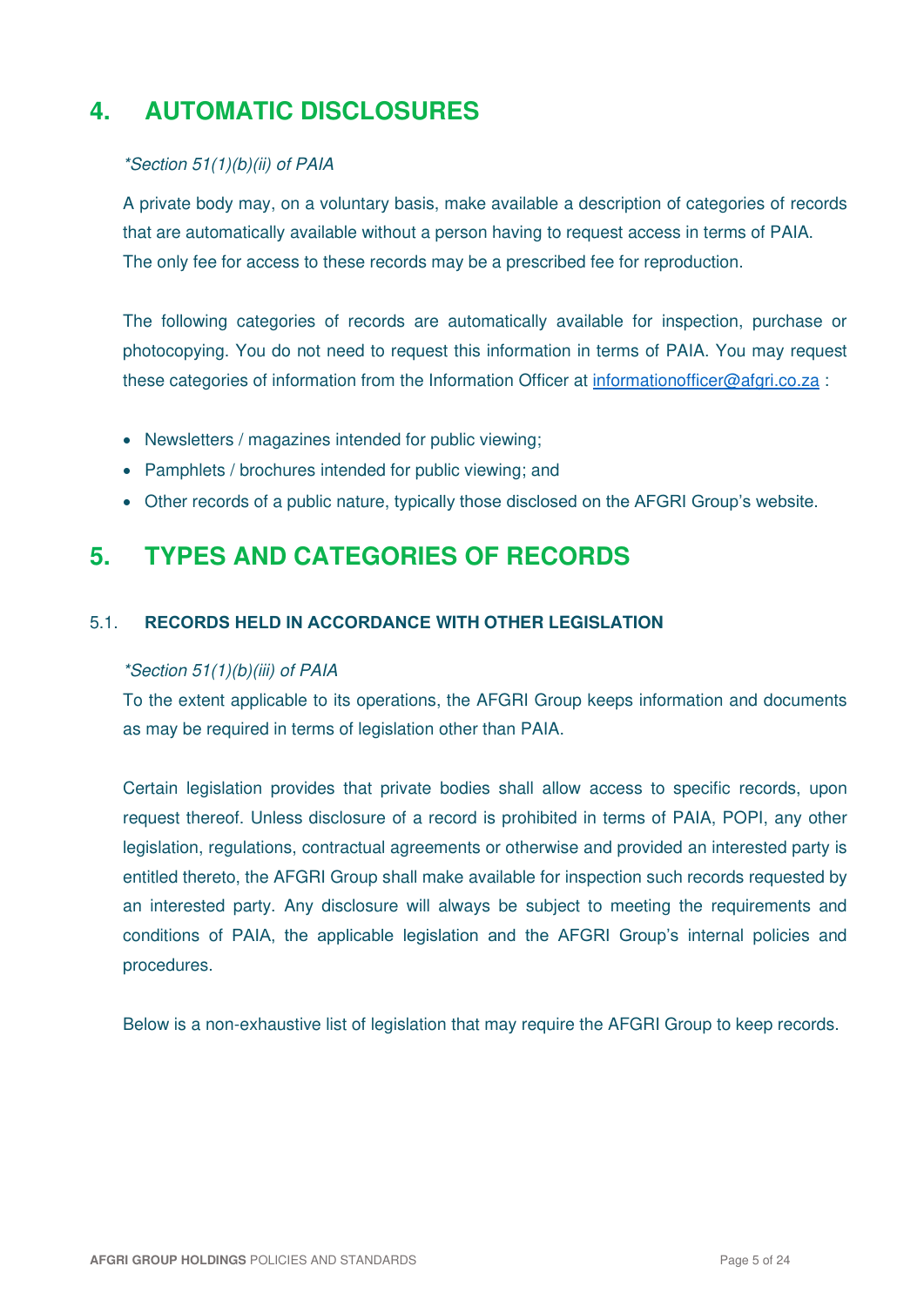# 4. AUTOMATIC DISCLOSURES

*\*Section 51(1)(b)(ii) of PAIA*

A private body may, on a voluntary basis, make available a description of categories of records that are automatically available without a person having to request access in terms of PAIA. The only fee for access to these records may be a prescribed fee for reproduction.

The following categories of records are automatically available for inspection, purchase or photocopying. You do not need to request this information in terms of PAIA. You may request these categories of information from the Information Officer at informationofficer@afgri.co.za :

- Newsletters / magazines intended for public viewing;
- Pamphlets / brochures intended for public viewing; and
- Other records of a public nature, typically those disclosed on the AFGRI Group's website.

# 5. TYPES AND CATEGORIES OF RECORDS

## 5.1. RECORDS HELD IN ACCORDANCE WITH OTHER LEGISLATION

*\*Section 51(1)(b)(iii) of PAIA*

To the extent applicable to its operations, the AFGRI Group keeps information and documents as may be required in terms of legislation other than PAIA.

Certain legislation provides that private bodies shall allow access to specific records, upon request thereof. Unless disclosure of a record is prohibited in terms of PAIA, POPI, any other legislation, regulations, contractual agreements or otherwise and provided an interested party is entitled thereto, the AFGRI Group shall make available for inspection such records requested by an interested party. Any disclosure will always be subject to meeting the requirements and conditions of PAIA, the applicable legislation and the AFGRI Group's internal policies and procedures.

Below is a non-exhaustive list of legislation that may require the AFGRI Group to keep records.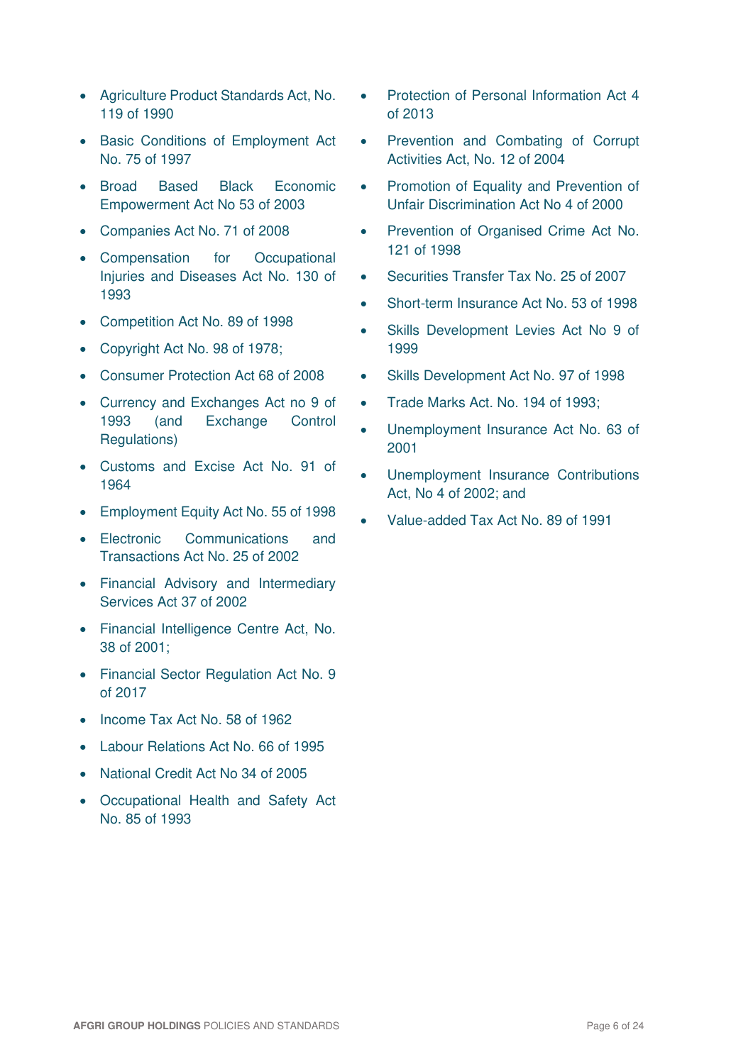- Agriculture Product Standards Act, No. 119 of 1990
- Basic Conditions of Employment Act No. 75 of 1997
- Broad Based Black Economic Empowerment Act No 53 of 2003
- Companies Act No. 71 of 2008
- Compensation for Occupational Injuries and Diseases Act No. 130 of 1993
- Competition Act No. 89 of 1998
- Copyright Act No. 98 of 1978;
- Consumer Protection Act 68 of 2008
- Currency and Exchanges Act no 9 of 1993 (and Exchange Control Regulations)
- Customs and Excise Act No. 91 of 1964
- Employment Equity Act No. 55 of 1998
- Electronic Communications and Transactions Act No. 25 of 2002
- Financial Advisory and Intermediary Services Act 37 of 2002
- Financial Intelligence Centre Act, No. 38 of 2001;
- Financial Sector Regulation Act No. 9 of 2017
- Income Tax Act No. 58 of 1962
- Labour Relations Act No. 66 of 1995
- National Credit Act No 34 of 2005
- Occupational Health and Safety Act No. 85 of 1993
- Protection of Personal Information Act 4 of 2013
- Prevention and Combating of Corrupt Activities Act, No. 12 of 2004
- Promotion of Equality and Prevention of Unfair Discrimination Act No 4 of 2000
- Prevention of Organised Crime Act No. 121 of 1998
- Securities Transfer Tax No. 25 of 2007
- Short-term Insurance Act No. 53 of 1998
- Skills Development Levies Act No 9 of 1999
- Skills Development Act No. 97 of 1998
- Trade Marks Act. No. 194 of 1993;
- Unemployment Insurance Act No. 63 of 2001
- Unemployment Insurance Contributions Act, No 4 of 2002; and
- Value-added Tax Act No. 89 of 1991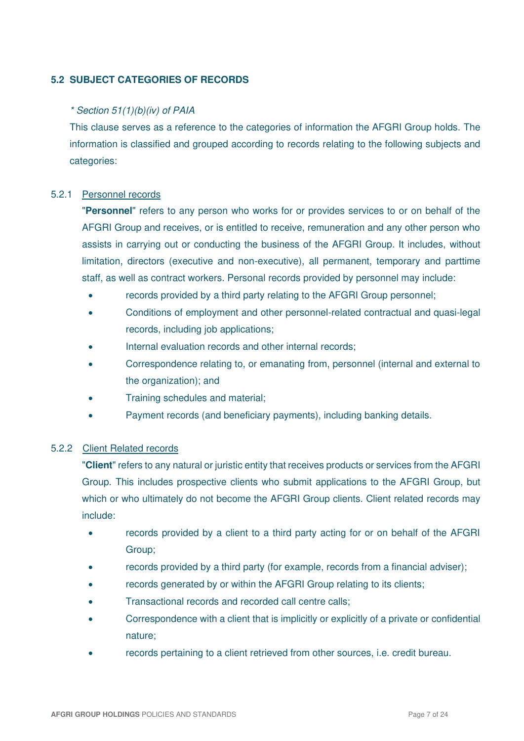### 5.2 SUBJECT CATEGORIES OF RECORDS

*\* Section 51(1)(b)(iv) of PAIA*

This clause serves as a reference to the categories of information the AFGRI Group holds. The information is classified and grouped according to records relating to the following subjects and categories:

#### 5.2.1 <u>Personnel records</u>

"**Personnel**" refers to any person who works for or provides services to or on behalf of the AFGRI Group and receives, or is entitled to receive, remuneration and any other person who assists in carrying out or conducting the business of the AFGRI Group. It includes, without limitation, directors (executive and non-executive), all permanent, temporary and parttime staff, as well as contract workers. Personal records provided by personnel may include:

- records provided by a third party relating to the AFGRI Group personnel;
- Conditions of employment and other personnel-related contractual and quasi-legal records, including job applications;
- Internal evaluation records and other internal records;
- Correspondence relating to, or emanating from, personnel (internal and external to the organization); and
- Training schedules and material;
- Payment records (and beneficiary payments), including banking details.

#### 5.2.2 <u>Client Related records</u>

"**Client**" refers to any natural or juristic entity that receives products or services from the AFGRI Group. This includes prospective clients who submit applications to the AFGRI Group, but which or who ultimately do not become the AFGRI Group clients. Client related records may include:

- records provided by a client to a third party acting for or on behalf of the AFGRI Group;
- records provided by a third party (for example, records from a financial adviser);
- records generated by or within the AFGRI Group relating to its clients;
- Transactional records and recorded call centre calls;
- Correspondence with a client that is implicitly or explicitly of a private or confidential nature;
- records pertaining to a client retrieved from other sources, i.e. credit bureau.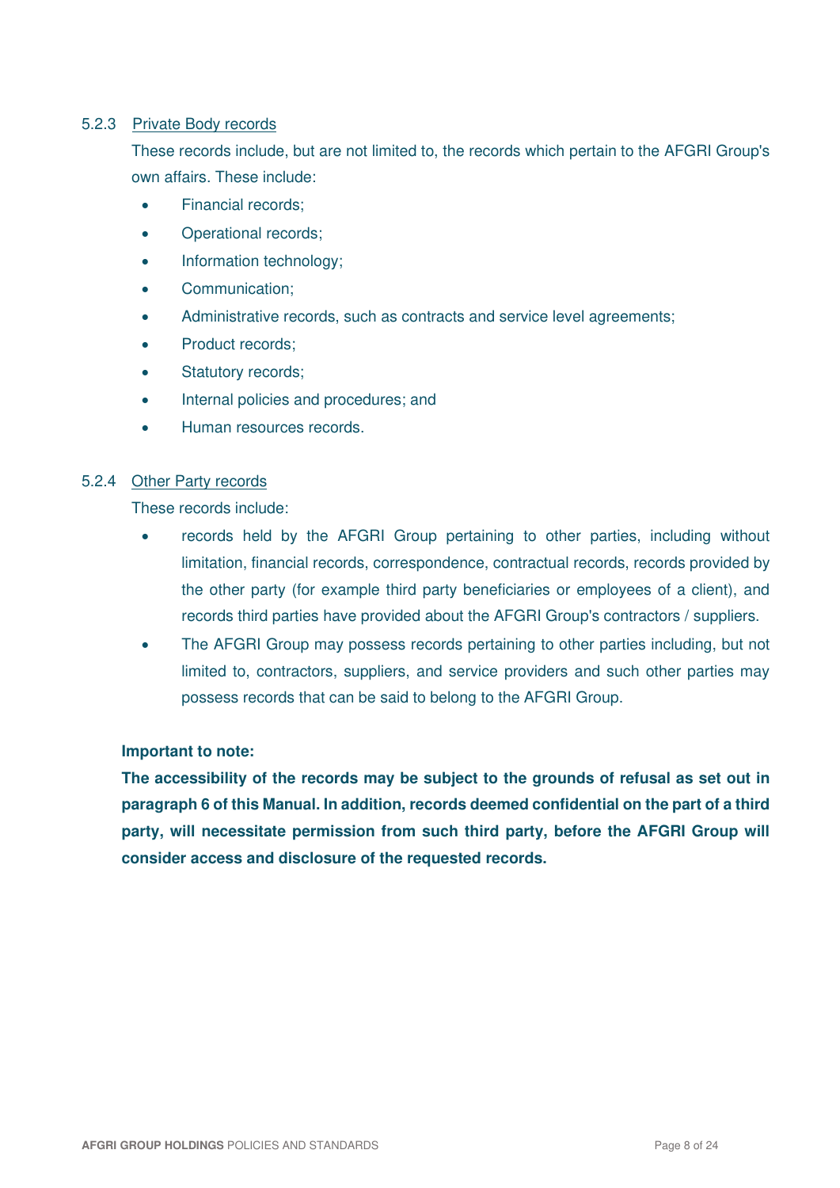#### 5.2.3 Private Body records

These records include, but are not limited to, the records which pertain to the AFGRI Group's own affairs. These include:

- Financial records;
- Operational records;
- Information technology;
- Communication;
- Administrative records, such as contracts and service level agreements;
- Product records;
- Statutory records;
- Internal policies and procedures; and
- Human resources records.

#### 5.2.4 Other Party records

These records include:

- records held by the AFGRI Group pertaining to other parties, including without limitation, financial records, correspondence, contractual records, records provided by the other party (for example third party beneficiaries or employees of a client), and records third parties have provided about the AFGRI Group's contractors / suppliers.
- The AFGRI Group may possess records pertaining to other parties including, but not limited to, contractors, suppliers, and service providers and such other parties may possess records that can be said to belong to the AFGRI Group.

**Important to note:**

**The accessibility of the records may be subject to the grounds of refusal as set out in paragraph 6 of this Manual. In addition, records deemed confidential on the part of a third party, will necessitate permission from such third party, before the AFGRI Group will consider access and disclosure of the requested records.**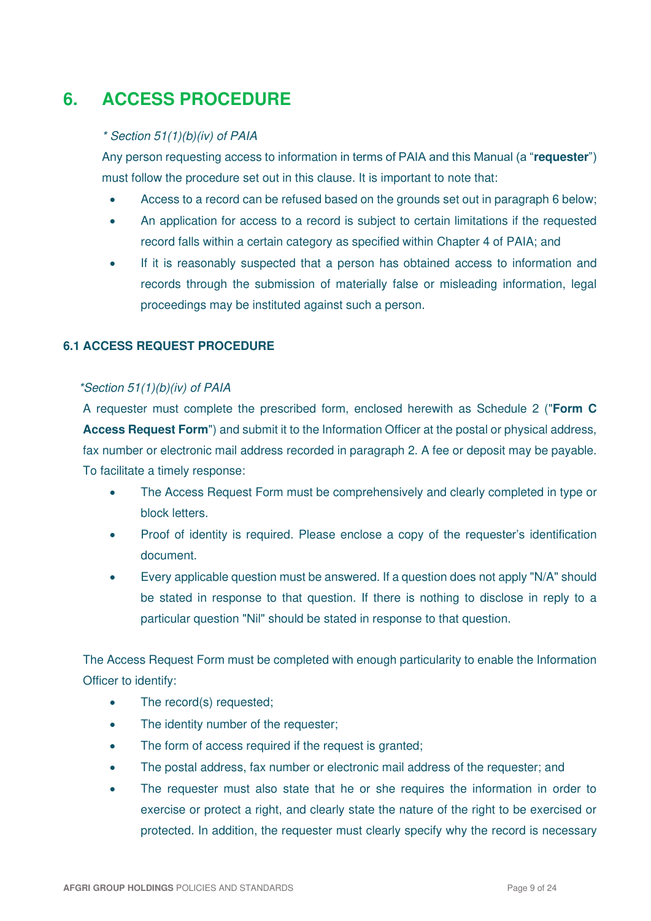# 6. ACCESS PROCEDURE

*\* Section 51(1)(b)(iv) of PAIA*

Any person requesting access to information in terms of PAIA and this Manual (a "**requester**") must follow the procedure set out in this clause. It is important to note that:

- Access to a record can be refused based on the grounds set out in paragraph 6 below;
- An application for access to a record is subject to certain limitations if the requested record falls within a certain category as specified within Chapter 4 of PAIA; and
- If it is reasonably suspected that a person has obtained access to information and records through the submission of materially false or misleading information, legal proceedings may be instituted against such a person.

### 6.1 ACCESS REQUEST PROCEDURE

*\*Section 51(1)(b)(iv) of PAIA*

A requester must complete the prescribed form, enclosed herewith as Schedule 2 ("**Form C Access Request Form**") and submit it to the Information Officer at the postal or physical address, fax number or electronic mail address recorded in paragraph 2. A fee or deposit may be payable. To facilitate a timely response:

- The Access Request Form must be comprehensively and clearly completed in type or block letters.
- Proof of identity is required. Please enclose a copy of the requester's identification document.
- Every applicable question must be answered. If a question does not apply "N/A" should be stated in response to that question. If there is nothing to disclose in reply to a particular question "Nil" should be stated in response to that question.

The Access Request Form must be completed with enough particularity to enable the Information Officer to identify:

- The record(s) requested;
- The identity number of the requester;
- The form of access required if the request is granted;
- The postal address, fax number or electronic mail address of the requester; and
- The requester must also state that he or she requires the information in order to exercise or protect a right, and clearly state the nature of the right to be exercised or protected. In addition, the requester must clearly specify why the record is necessary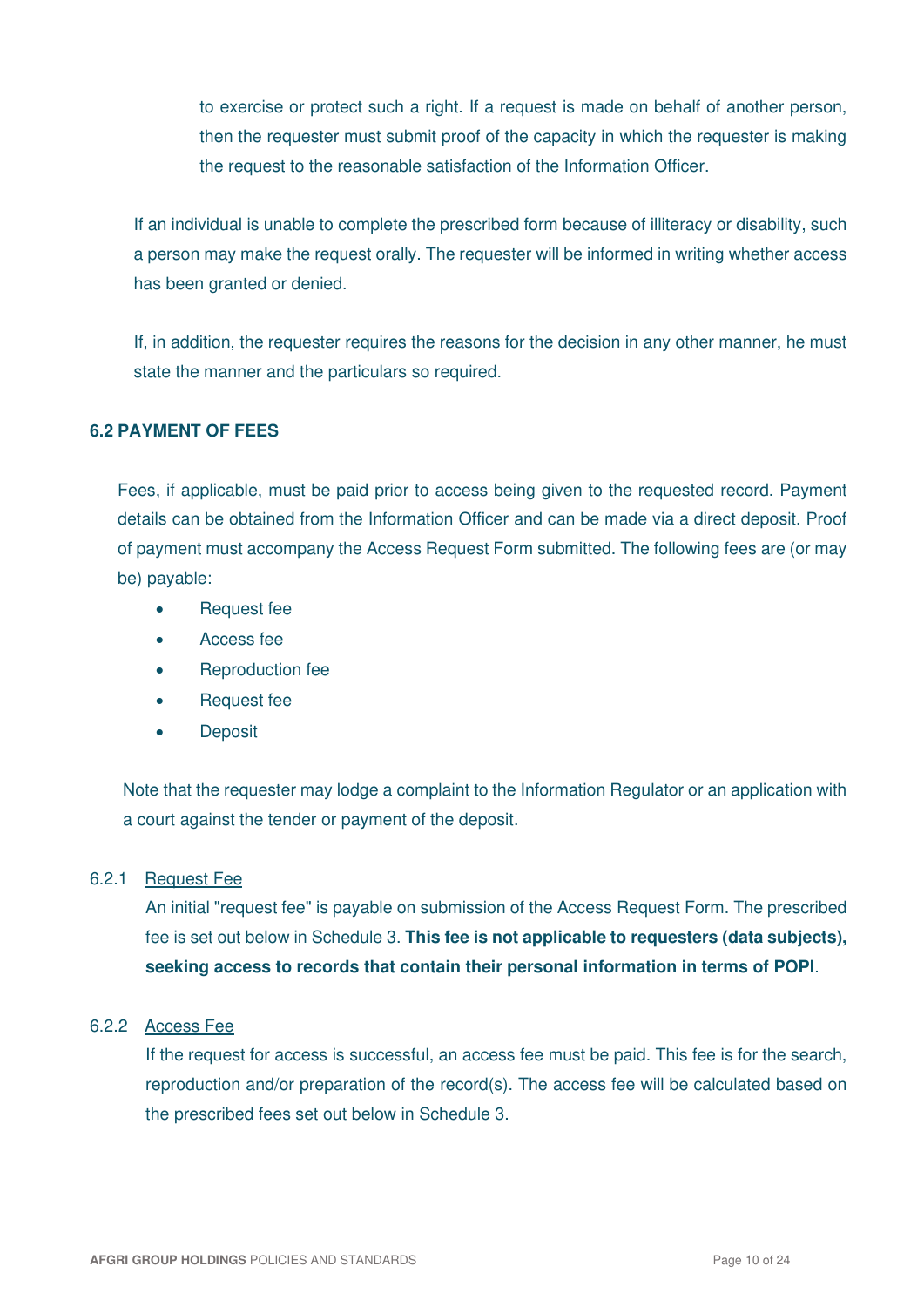to exercise or protect such a right. If a request is made on behalf of another person, then the requester must submit proof of the capacity in which the requester is making the request to the reasonable satisfaction of the Information Officer.

If an individual is unable to complete the prescribed form because of illiteracy or disability, such a person may make the request orally. The requester will be informed in writing whether access has been granted or denied.

If, in addition, the requester requires the reasons for the decision in any other manner, he must state the manner and the particulars so required.

## 6.2 PAYMENT OF FEES

Fees, if applicable, must be paid prior to access being given to the requested record. Payment details can be obtained from the Information Officer and can be made via a direct deposit. Proof of payment must accompany the Access Request Form submitted. The following fees are (or may be) payable:

- Request fee
- Access fee
- Reproduction fee
- Request fee
- Deposit

Note that the requester may lodge a complaint to the Information Regulator or an application with a court against the tender or payment of the deposit.

### 6.2.1 Request Fee

An initial "request fee" is payable on submission of the Access Request Form. The prescribed fee is set out below in Schedule 3. **This fee is not applicable to requesters (data subjects), seeking access to records that contain their personal information in terms of POPI**.

### 6.2.2 Access Fee

If the request for access is successful, an access fee must be paid. This fee is for the search, reproduction and/or preparation of the record(s). The access fee will be calculated based on the prescribed fees set out below in Schedule 3.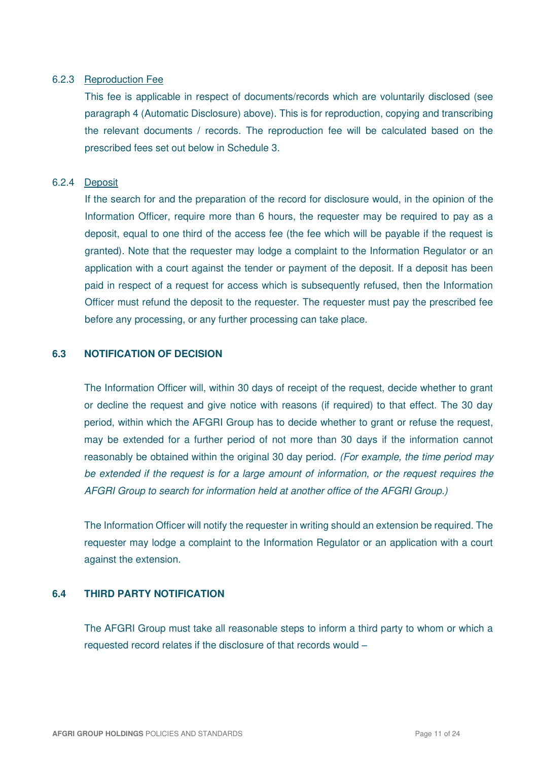#### 6.2.3 Reproduction Fee

This fee is applicable in respect of documents/records which are voluntarily disclosed (see paragraph 4 (Automatic Disclosure) above). This is for reproduction, copying and transcribing the relevant documents / records. The reproduction fee will be calculated based on the prescribed fees set out below in Schedule 3.

#### 6.2.4 Deposit

If the search for and the preparation of the record for disclosure would, in the opinion of the Information Officer, require more than 6 hours, the requester may be required to pay as a deposit, equal to one third of the access fee (the fee which will be payable if the request is granted). Note that the requester may lodge a complaint to the Information Regulator or an application with a court against the tender or payment of the deposit. If a deposit has been paid in respect of a request for access which is subsequently refused, then the Information Officer must refund the deposit to the requester. The requester must pay the prescribed fee before any processing, or any further processing can take place.

### 6.3 NOTIFICATION OF DECISION

The Information Officer will, within 30 days of receipt of the request, decide whether to grant or decline the request and give notice with reasons (if required) to that effect. The 30 day period, within which the AFGRI Group has to decide whether to grant or refuse the request, may be extended for a further period of not more than 30 days if the information cannot reasonably be obtained within the original 30 day period. *(For example, the time period may be extended if the request is for a large amount of information, or the request requires the AFGRI Group to search for information held at another office of the AFGRI Group.)*

The Information Officer will notify the requester in writing should an extension be required. The requester may lodge a complaint to the Information Regulator or an application with a court against the extension.

### 6.4 THIRD PARTY NOTIFICATION

The AFGRI Group must take all reasonable steps to inform a third party to whom or which a requested record relates if the disclosure of that records would –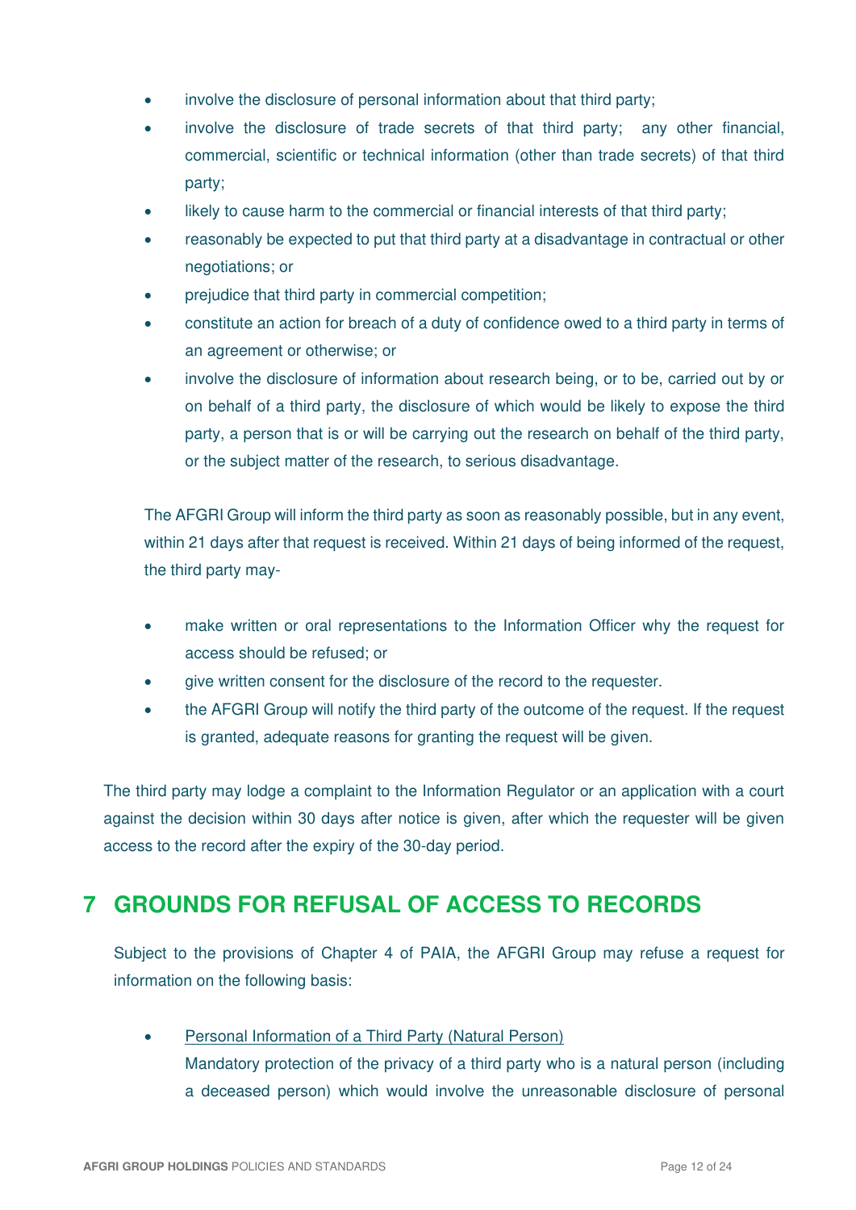- involve the disclosure of personal information about that third party;
- involve the disclosure of trade secrets of that third party; any other financial, commercial, scientific or technical information (other than trade secrets) of that third party;
- likely to cause harm to the commercial or financial interests of that third party;
- reasonably be expected to put that third party at a disadvantage in contractual or other negotiations; or
- prejudice that third party in commercial competition;
- constitute an action for breach of a duty of confidence owed to a third party in terms of an agreement or otherwise; or
- involve the disclosure of information about research being, or to be, carried out by or on behalf of a third party, the disclosure of which would be likely to expose the third party, a person that is or will be carrying out the research on behalf of the third party, or the subject matter of the research, to serious disadvantage.

The AFGRI Group will inform the third party as soon as reasonably possible, but in any event, within 21 days after that request is received. Within 21 days of being informed of the request, the third party may-

- make written or oral representations to the Information Officer why the request for access should be refused; or
- give written consent for the disclosure of the record to the requester.
- the AFGRI Group will notify the third party of the outcome of the request. If the request is granted, adequate reasons for granting the request will be given.

The third party may lodge a complaint to the Information Regulator or an application with a court against the decision within 30 days after notice is given, after which the requester will be given access to the record after the expiry of the 30-day period.

# 7 GROUNDS FOR REFUSAL OF ACCESS TO RECORDS

Subject to the provisions of Chapter 4 of PAIA, the AFGRI Group may refuse a request for information on the following basis:

- Personal Information of a Third Party (Natural Person)
  Mandatory protection of the privacy of a third party who is a natural person (including a deceased person) which would involve the unreasonable disclosure of personal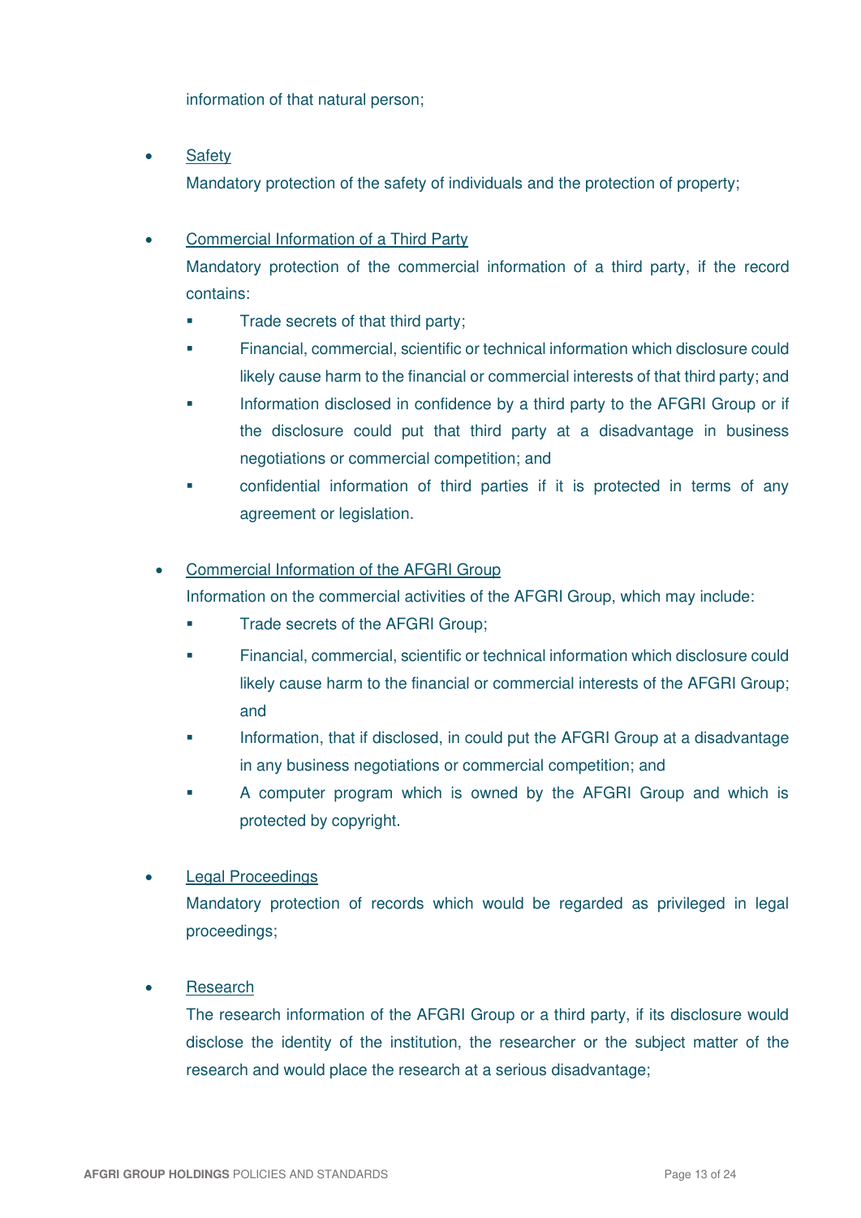information of that natural person;

- <u>Safety</u>

  Mandatory protection of the safety of individuals and the protection of property;

- <u>Commercial Information of a Third Party</u>

  Mandatory protection of the commercial information of a third party, if the record contains:

  - Trade secrets of that third party;
  - Financial, commercial, scientific or technical information which disclosure could likely cause harm to the financial or commercial interests of that third party; and
  - Information disclosed in confidence by a third party to the AFGRI Group or if the disclosure could put that third party at a disadvantage in business negotiations or commercial competition; and
  - confidential information of third parties if it is protected in terms of any agreement or legislation.

- <u>Commercial Information of the AFGRI Group</u>

  Information on the commercial activities of the AFGRI Group, which may include:

  - Trade secrets of the AFGRI Group;
  - Financial, commercial, scientific or technical information which disclosure could likely cause harm to the financial or commercial interests of the AFGRI Group; and
  - Information, that if disclosed, in could put the AFGRI Group at a disadvantage in any business negotiations or commercial competition; and
  - A computer program which is owned by the AFGRI Group and which is protected by copyright.

- <u>Legal Proceedings</u>

  Mandatory protection of records which would be regarded as privileged in legal proceedings;

- <u>Research</u>

  The research information of the AFGRI Group or a third party, if its disclosure would disclose the identity of the institution, the researcher or the subject matter of the research and would place the research at a serious disadvantage;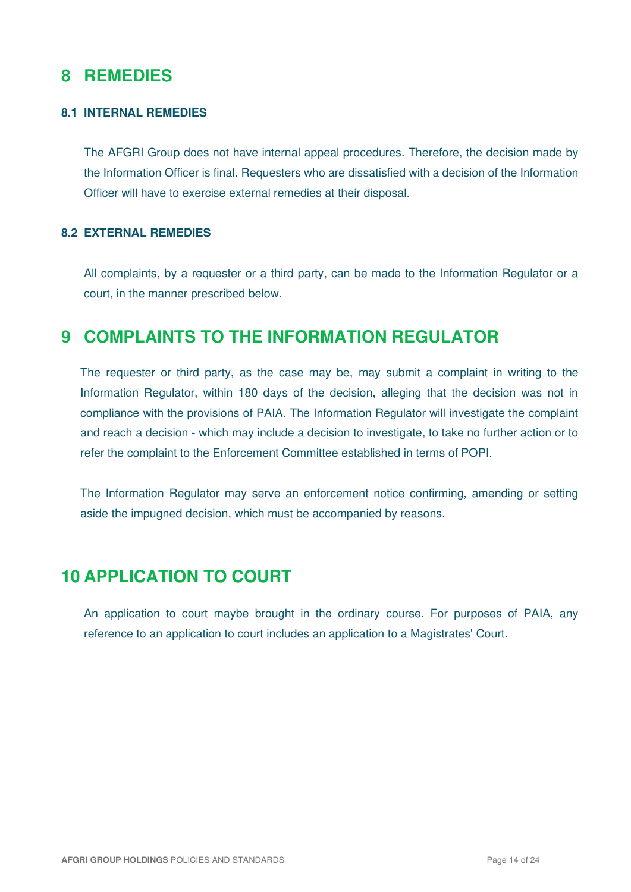# 8 REMEDIES

### 8.1 INTERNAL REMEDIES

The AFGRI Group does not have internal appeal procedures. Therefore, the decision made by the Information Officer is final. Requesters who are dissatisfied with a decision of the Information Officer will have to exercise external remedies at their disposal.

### 8.2 EXTERNAL REMEDIES

All complaints, by a requester or a third party, can be made to the Information Regulator or a court, in the manner prescribed below.

# 9 COMPLAINTS TO THE INFORMATION REGULATOR

The requester or third party, as the case may be, may submit a complaint in writing to the Information Regulator, within 180 days of the decision, alleging that the decision was not in compliance with the provisions of PAIA. The Information Regulator will investigate the complaint and reach a decision - which may include a decision to investigate, to take no further action or to refer the complaint to the Enforcement Committee established in terms of POPI.

The Information Regulator may serve an enforcement notice confirming, amending or setting aside the impugned decision, which must be accompanied by reasons.

# 10 APPLICATION TO COURT

An application to court maybe brought in the ordinary course. For purposes of PAIA, any reference to an application to court includes an application to a Magistrates' Court.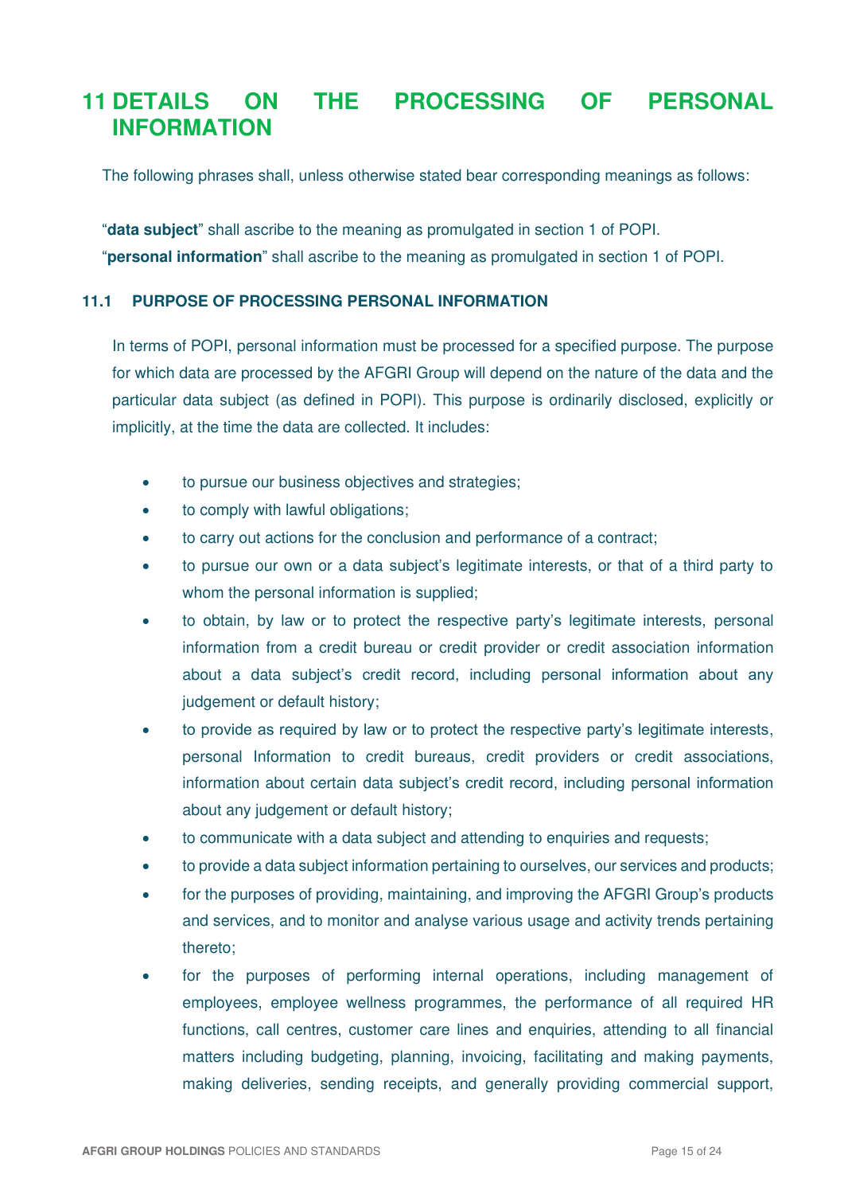# 11 DETAILS ON THE PROCESSING OF PERSONAL INFORMATION

The following phrases shall, unless otherwise stated bear corresponding meanings as follows:

"**data subject**" shall ascribe to the meaning as promulgated in section 1 of POPI.
"**personal information**" shall ascribe to the meaning as promulgated in section 1 of POPI.

### 11.1 PURPOSE OF PROCESSING PERSONAL INFORMATION

In terms of POPI, personal information must be processed for a specified purpose. The purpose for which data are processed by the AFGRI Group will depend on the nature of the data and the particular data subject (as defined in POPI). This purpose is ordinarily disclosed, explicitly or implicitly, at the time the data are collected. It includes:

- to pursue our business objectives and strategies;
- to comply with lawful obligations;
- to carry out actions for the conclusion and performance of a contract;
- to pursue our own or a data subject's legitimate interests, or that of a third party to whom the personal information is supplied;
- to obtain, by law or to protect the respective party's legitimate interests, personal information from a credit bureau or credit provider or credit association information about a data subject's credit record, including personal information about any judgement or default history;
- to provide as required by law or to protect the respective party's legitimate interests, personal Information to credit bureaus, credit providers or credit associations, information about certain data subject's credit record, including personal information about any judgement or default history;
- to communicate with a data subject and attending to enquiries and requests;
- to provide a data subject information pertaining to ourselves, our services and products;
- for the purposes of providing, maintaining, and improving the AFGRI Group's products and services, and to monitor and analyse various usage and activity trends pertaining thereto;
- for the purposes of performing internal operations, including management of employees, employee wellness programmes, the performance of all required HR functions, call centres, customer care lines and enquiries, attending to all financial matters including budgeting, planning, invoicing, facilitating and making payments, making deliveries, sending receipts, and generally providing commercial support,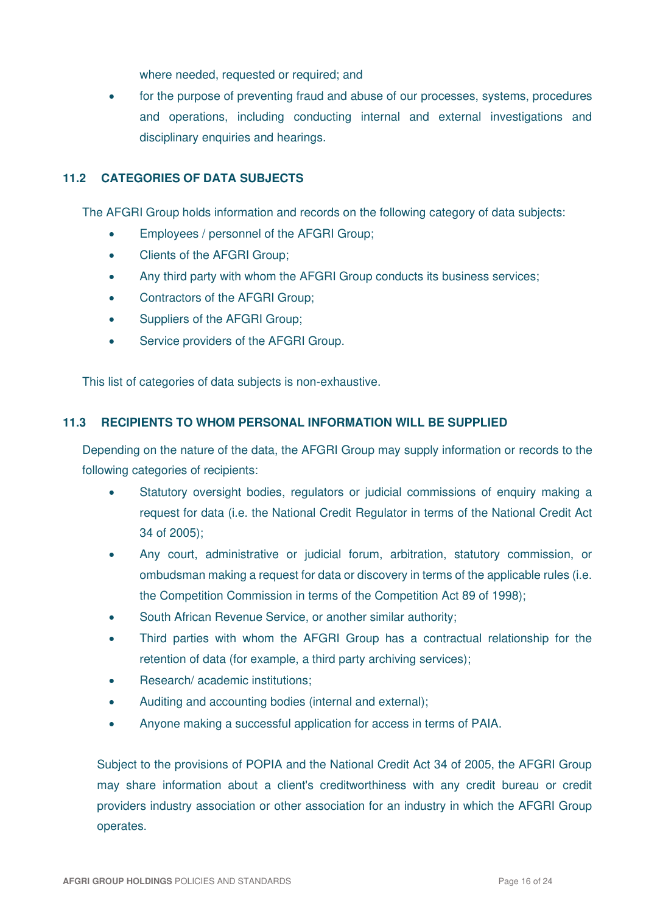where needed, requested or required; and

- for the purpose of preventing fraud and abuse of our processes, systems, procedures and operations, including conducting internal and external investigations and disciplinary enquiries and hearings.

### 11.2 CATEGORIES OF DATA SUBJECTS

The AFGRI Group holds information and records on the following category of data subjects:

- Employees / personnel of the AFGRI Group;
- Clients of the AFGRI Group;
- Any third party with whom the AFGRI Group conducts its business services;
- Contractors of the AFGRI Group;
- Suppliers of the AFGRI Group;
- Service providers of the AFGRI Group.

This list of categories of data subjects is non-exhaustive.

### 11.3 RECIPIENTS TO WHOM PERSONAL INFORMATION WILL BE SUPPLIED

Depending on the nature of the data, the AFGRI Group may supply information or records to the following categories of recipients:

- Statutory oversight bodies, regulators or judicial commissions of enquiry making a request for data (i.e. the National Credit Regulator in terms of the National Credit Act 34 of 2005);
- Any court, administrative or judicial forum, arbitration, statutory commission, or ombudsman making a request for data or discovery in terms of the applicable rules (i.e. the Competition Commission in terms of the Competition Act 89 of 1998);
- South African Revenue Service, or another similar authority;
- Third parties with whom the AFGRI Group has a contractual relationship for the retention of data (for example, a third party archiving services);
- Research/ academic institutions;
- Auditing and accounting bodies (internal and external);
- Anyone making a successful application for access in terms of PAIA.

Subject to the provisions of POPIA and the National Credit Act 34 of 2005, the AFGRI Group may share information about a client's creditworthiness with any credit bureau or credit providers industry association or other association for an industry in which the AFGRI Group operates.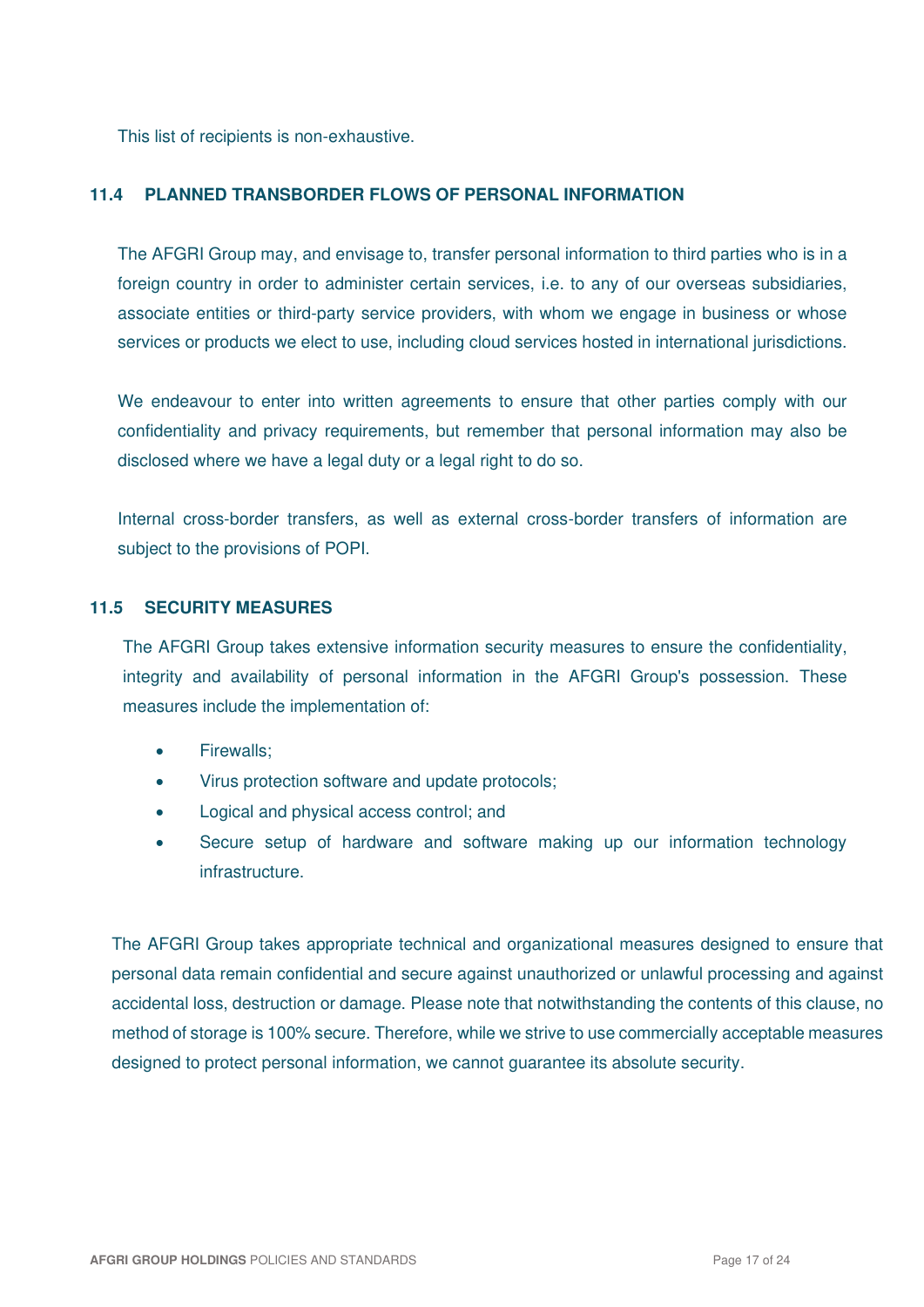This list of recipients is non-exhaustive.

### 11.4 PLANNED TRANSBORDER FLOWS OF PERSONAL INFORMATION

The AFGRI Group may, and envisage to, transfer personal information to third parties who is in a foreign country in order to administer certain services, i.e. to any of our overseas subsidiaries, associate entities or third-party service providers, with whom we engage in business or whose services or products we elect to use, including cloud services hosted in international jurisdictions.

We endeavour to enter into written agreements to ensure that other parties comply with our confidentiality and privacy requirements, but remember that personal information may also be disclosed where we have a legal duty or a legal right to do so.

Internal cross-border transfers, as well as external cross-border transfers of information are subject to the provisions of POPI.

### 11.5 SECURITY MEASURES

The AFGRI Group takes extensive information security measures to ensure the confidentiality, integrity and availability of personal information in the AFGRI Group's possession. These measures include the implementation of:

- Firewalls;
- Virus protection software and update protocols;
- Logical and physical access control; and
- Secure setup of hardware and software making up our information technology infrastructure.

The AFGRI Group takes appropriate technical and organizational measures designed to ensure that personal data remain confidential and secure against unauthorized or unlawful processing and against accidental loss, destruction or damage. Please note that notwithstanding the contents of this clause, no method of storage is 100% secure. Therefore, while we strive to use commercially acceptable measures designed to protect personal information, we cannot guarantee its absolute security.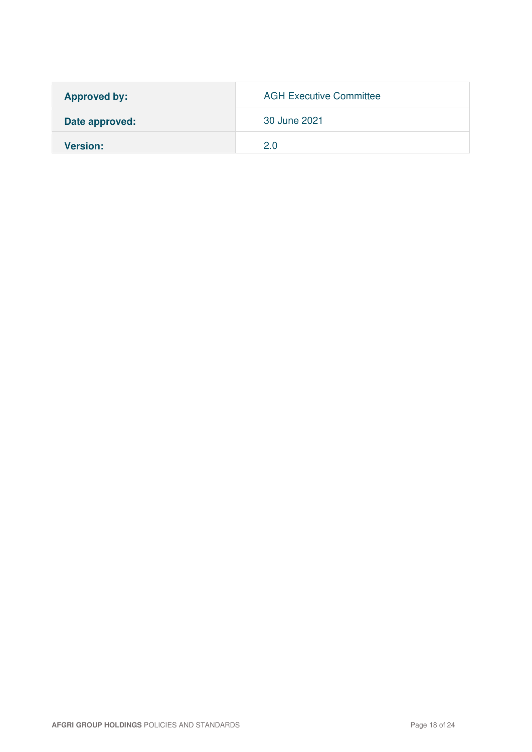| **Approved by:** | AGH Executive Committee |
| --- | --- |
| **Date approved:** | 30 June 2021 |
| **Version:** | 2.0 |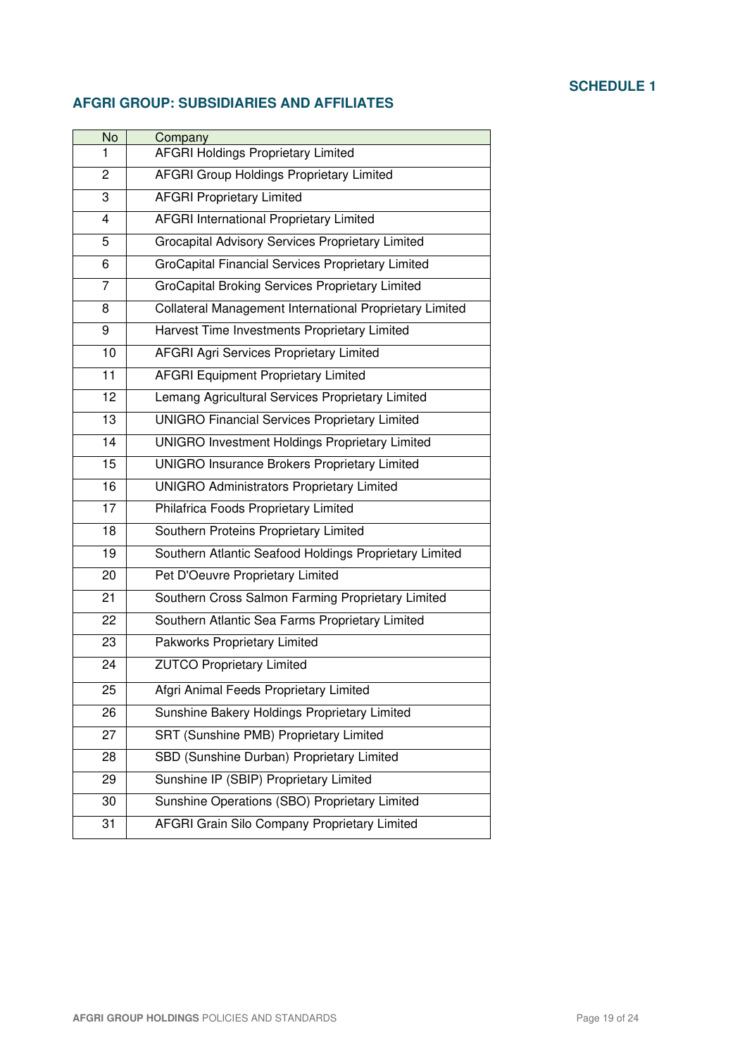**SCHEDULE 1**

## AFGRI GROUP: SUBSIDIARIES AND AFFILIATES

| No | Company |
|---|---|
| 1 | AFGRI Holdings Proprietary Limited |
| 2 | AFGRI Group Holdings Proprietary Limited |
| 3 | AFGRI Proprietary Limited |
| 4 | AFGRI International Proprietary Limited |
| 5 | Grocapital Advisory Services Proprietary Limited |
| 6 | GroCapital Financial Services Proprietary Limited |
| 7 | GroCapital Broking Services Proprietary Limited |
| 8 | Collateral Management International Proprietary Limited |
| 9 | Harvest Time Investments Proprietary Limited |
| 10 | AFGRI Agri Services Proprietary Limited |
| 11 | AFGRI Equipment Proprietary Limited |
| 12 | Lemang Agricultural Services Proprietary Limited |
| 13 | UNIGRO Financial Services Proprietary Limited |
| 14 | UNIGRO Investment Holdings Proprietary Limited |
| 15 | UNIGRO Insurance Brokers Proprietary Limited |
| 16 | UNIGRO Administrators Proprietary Limited |
| 17 | Philafrica Foods Proprietary Limited |
| 18 | Southern Proteins Proprietary Limited |
| 19 | Southern Atlantic Seafood Holdings Proprietary Limited |
| 20 | Pet D'Oeuvre Proprietary Limited |
| 21 | Southern Cross Salmon Farming Proprietary Limited |
| 22 | Southern Atlantic Sea Farms Proprietary Limited |
| 23 | Pakworks Proprietary Limited |
| 24 | ZUTCO Proprietary Limited |
| 25 | Afgri Animal Feeds Proprietary Limited |
| 26 | Sunshine Bakery Holdings Proprietary Limited |
| 27 | SRT (Sunshine PMB) Proprietary Limited |
| 28 | SBD (Sunshine Durban) Proprietary Limited |
| 29 | Sunshine IP (SBIP) Proprietary Limited |
| 30 | Sunshine Operations (SBO) Proprietary Limited |
| 31 | AFGRI Grain Silo Company Proprietary Limited |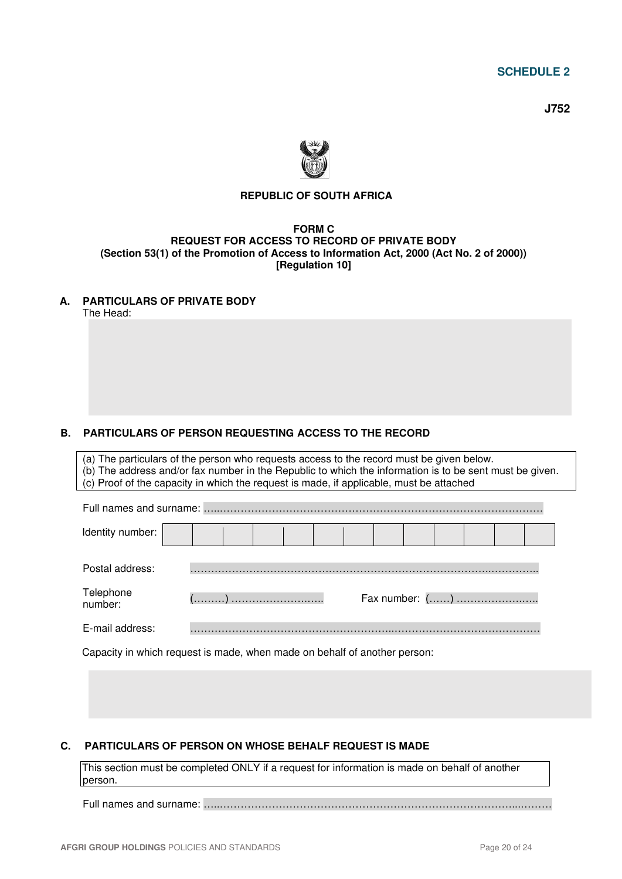**SCHEDULE 2**

**J752**

**REPUBLIC OF SOUTH AFRICA**

**FORM C**
**REQUEST FOR ACCESS TO RECORD OF PRIVATE BODY**
**(Section 53(1) of the Promotion of Access to Information Act, 2000 (Act No. 2 of 2000))**
**[Regulation 10]**

## A. PARTICULARS OF PRIVATE BODY

The Head:

## B. PARTICULARS OF PERSON REQUESTING ACCESS TO THE RECORD

(a) The particulars of the person who requests access to the record must be given below.
(b) The address and/or fax number in the Republic to which the information is to be sent must be given.
(c) Proof of the capacity in which the request is made, if applicable, must be attached

Full names and surname: ………………………………………………………………………………………

Identity number:

| | | | | | | | | | | | | |
|---|---|---|---|---|---|---|---|---|---|---|---|---|
| | | | | | | | | | | | | |

Postal address: ………………………………………………………………………………………

Telephone number: (………) ………………………… Fax number: (……) ……………………

E-mail address: ………………………………………………………………………………………

Capacity in which request is made, when made on behalf of another person:

## C. PARTICULARS OF PERSON ON WHOSE BEHALF REQUEST IS MADE

This section must be completed ONLY if a request for information is made on behalf of another person.

Full names and surname: ………………………………………………………………………………………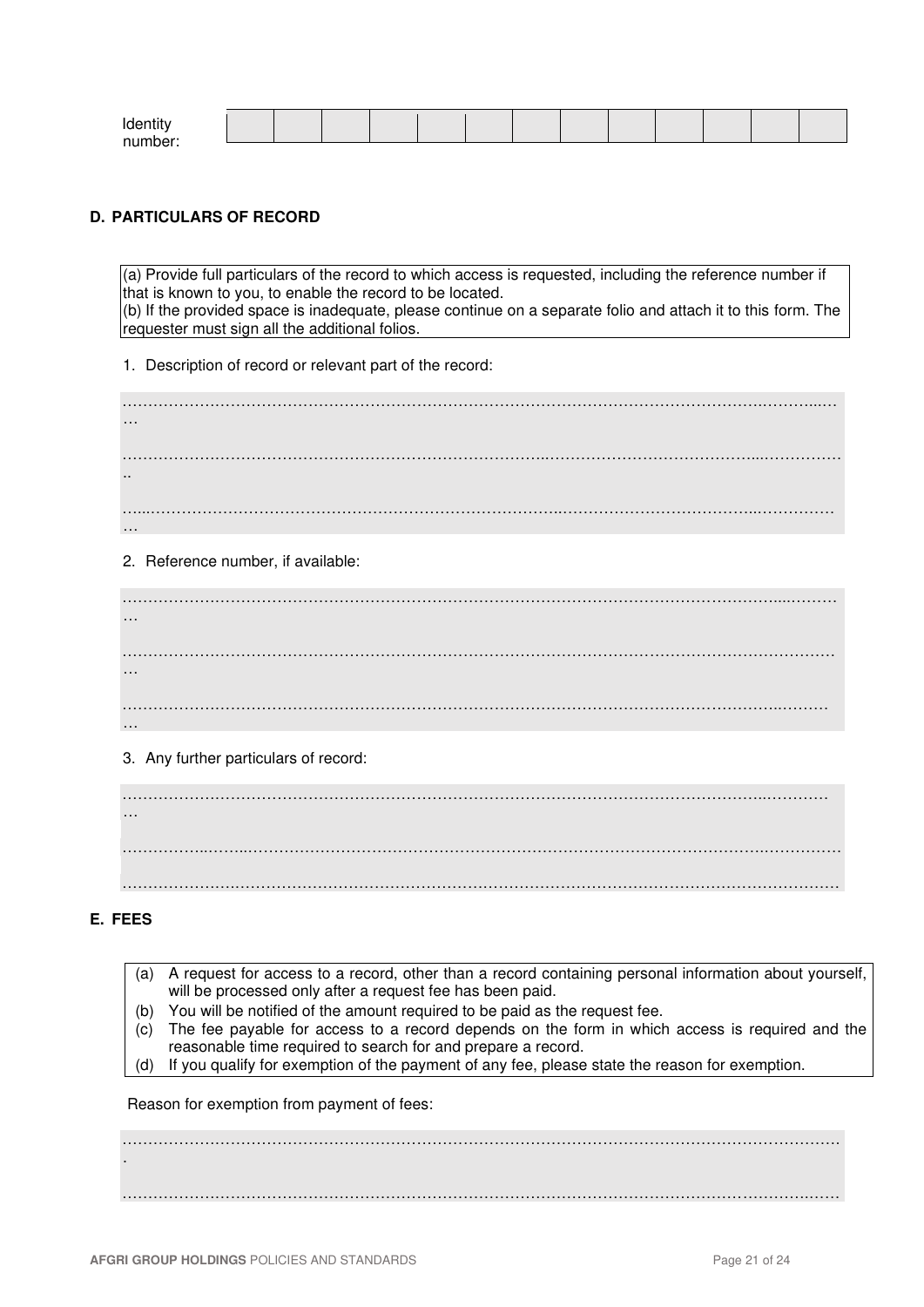| Identity number: | | | | | | | | | | | | | |
|---|---|---|---|---|---|---|---|---|---|---|---|---|---|

**D. PARTICULARS OF RECORD**

| (a) Provide full particulars of the record to which access is requested, including the reference number if that is known to you, to enable the record to be located.<br>(b) If the provided space is inadequate, please continue on a separate folio and attach it to this form. The requester must sign all the additional folios. |
|---|

1. Description of record or relevant part of the record:

……………………………………………………………………………………………………………………………

……………………………………………………………………………………………………………………………

……………………………………………………………………………………………………………………………

2. Reference number, if available:

……………………………………………………………………………………………………………………………

……………………………………………………………………………………………………………………………

……………………………………………………………………………………………………………………………

3. Any further particulars of record:

……………………………………………………………………………………………………………………………

……………………………………………………………………………………………………………………………

……………………………………………………………………………………………………………………………

**E. FEES**

| | |
|---|---|
| (a) | A request for access to a record, other than a record containing personal information about yourself, will be processed only after a request fee has been paid. |
| (b) | You will be notified of the amount required to be paid as the request fee. |
| (c) | The fee payable for access to a record depends on the form in which access is required and the reasonable time required to search for and prepare a record. |
| (d) | If you qualify for exemption of the payment of any fee, please state the reason for exemption. |

Reason for exemption from payment of fees:

……………………………………………………………………………………………………………………………

……………………………………………………………………………………………………………………………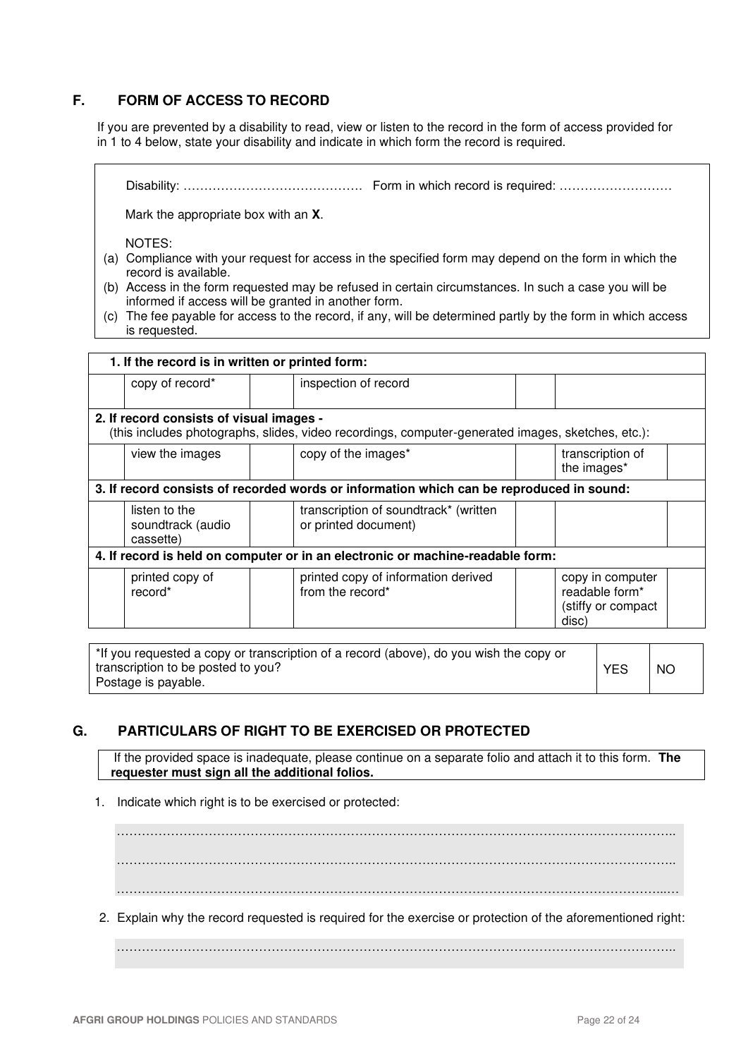## F. FORM OF ACCESS TO RECORD

If you are prevented by a disability to read, view or listen to the record in the form of access provided for in 1 to 4 below, state your disability and indicate in which form the record is required.

Disability: …………………………………… Form in which record is required: ………………………

Mark the appropriate box with an **X**.

NOTES:

(a) Compliance with your request for access in the specified form may depend on the form in which the record is available.

(b) Access in the form requested may be refused in certain circumstances. In such a case you will be informed if access will be granted in another form.

(c) The fee payable for access to the record, if any, will be determined partly by the form in which access is requested.

| | | | | | | |
|---|---|---|---|---|---|---|
| **1. If the record is in written or printed form:** | | | | | | |
| | copy of record* | | inspection of record | | | |
| **2. If record consists of visual images -** (this includes photographs, slides, video recordings, computer-generated images, sketches, etc.): | | | | | | |
| | view the images | | copy of the images* | | transcription of the images* | |
| **3. If record consists of recorded words or information which can be reproduced in sound:** | | | | | | |
| | listen to the soundtrack (audio cassette) | | transcription of soundtrack* (written or printed document) | | | |
| **4. If record is held on computer or in an electronic or machine-readable form:** | | | | | | |
| | printed copy of record* | | printed copy of information derived from the record* | | copy in computer readable form* (stiffy or compact disc) | |

| | | |
|---|---|---|
| *If you requested a copy or transcription of a record (above), do you wish the copy or transcription to be posted to you? Postage is payable. | YES | NO |

## G. PARTICULARS OF RIGHT TO BE EXERCISED OR PROTECTED

If the provided space is inadequate, please continue on a separate folio and attach it to this form. **The requester must sign all the additional folios.**

1. Indicate which right is to be exercised or protected:

………………………………………………………………………………………………………………

………………………………………………………………………………………………………………

………………………………………………………………………………………………………………

2. Explain why the record requested is required for the exercise or protection of the aforementioned right:

………………………………………………………………………………………………………………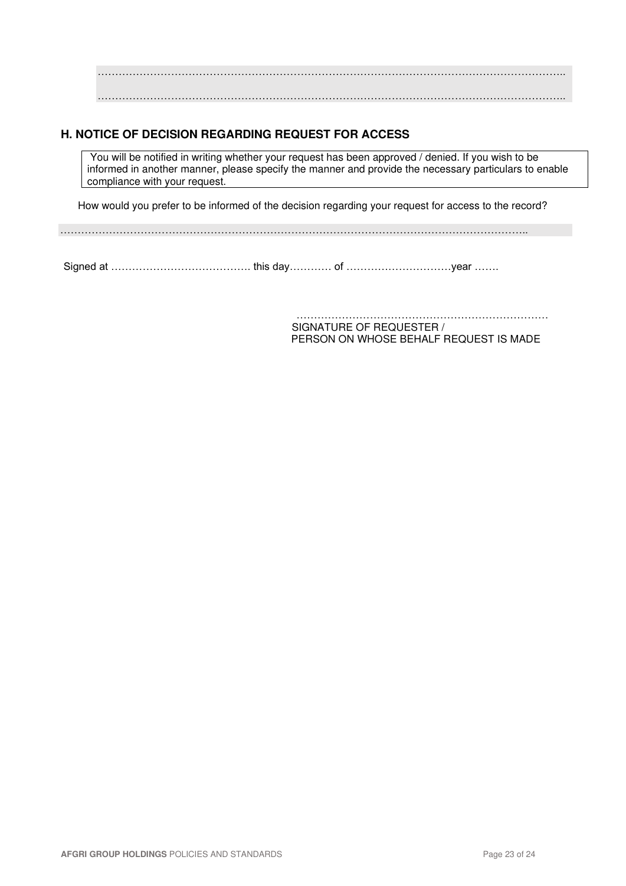……………………………………………………………………………………………………………………..

……………………………………………………………………………………………………………………..

## H. NOTICE OF DECISION REGARDING REQUEST FOR ACCESS

You will be notified in writing whether your request has been approved / denied. If you wish to be informed in another manner, please specify the manner and provide the necessary particulars to enable compliance with your request.

How would you prefer to be informed of the decision regarding your request for access to the record?

……………………………………………………………………………………………………………………..

Signed at …………………………………. this day………… of …………………………year …….

………………………………………………………………
SIGNATURE OF REQUESTER /
PERSON ON WHOSE BEHALF REQUEST IS MADE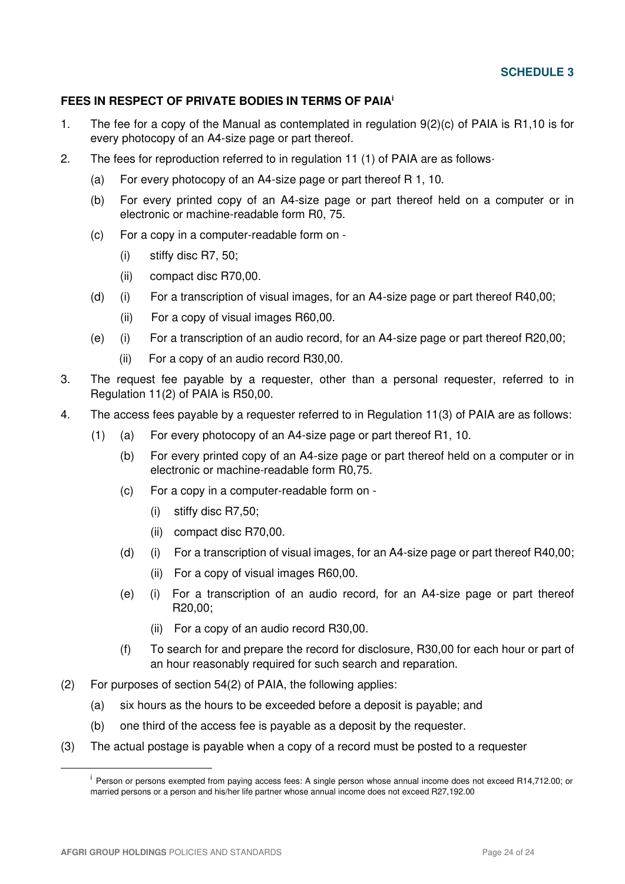**SCHEDULE 3**

**FEES IN RESPECT OF PRIVATE BODIES IN TERMS OF PAIA**[i]

1. The fee for a copy of the Manual as contemplated in regulation 9(2)(c) of PAIA is R1,10 is for every photocopy of an A4-size page or part thereof.
2. The fees for reproduction referred to in regulation 11 (1) of PAIA are as follows·
   - (a) For every photocopy of an A4-size page or part thereof R 1, 10.
   - (b) For every printed copy of an A4-size page or part thereof held on a computer or in electronic or machine-readable form R0, 75.
   - (c) For a copy in a computer-readable form on -
     - (i) stiffy disc R7, 50;
     - (ii) compact disc R70,00.
   - (d) (i) For a transcription of visual images, for an A4-size page or part thereof R40,00;
     - (ii) For a copy of visual images R60,00.
   - (e) (i) For a transcription of an audio record, for an A4-size page or part thereof R20,00;
     - (ii) For a copy of an audio record R30,00.
3. The request fee payable by a requester, other than a personal requester, referred to in Regulation 11(2) of PAIA is R50,00.
4. The access fees payable by a requester referred to in Regulation 11(3) of PAIA are as follows:
   - (1) (a) For every photocopy of an A4-size page or part thereof R1, 10.
     - (b) For every printed copy of an A4-size page or part thereof held on a computer or in electronic or machine-readable form R0,75.
     - (c) For a copy in a computer-readable form on -
       - (i) stiffy disc R7,50;
       - (ii) compact disc R70,00.
     - (d) (i) For a transcription of visual images, for an A4-size page or part thereof R40,00;
       - (ii) For a copy of visual images R60,00.
     - (e) (i) For a transcription of an audio record, for an A4-size page or part thereof R20,00;
       - (ii) For a copy of an audio record R30,00.
     - (f) To search for and prepare the record for disclosure, R30,00 for each hour or part of an hour reasonably required for such search and reparation.

(2) For purposes of section 54(2) of PAIA, the following applies:

- (a) six hours as the hours to be exceeded before a deposit is payable; and
- (b) one third of the access fee is payable as a deposit by the requester.

(3) The actual postage is payable when a copy of a record must be posted to a requester

---

[i] Person or persons exempted from paying access fees: A single person whose annual income does not exceed R14,712.00; or married persons or a person and his/her life partner whose annual income does not exceed R27,192.00